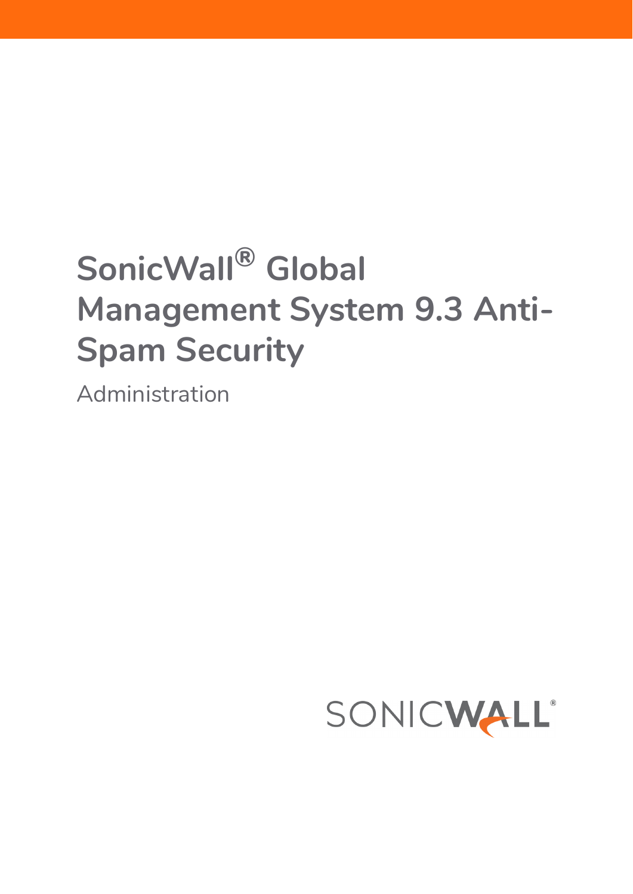# SonicWall® Global Management System 9.3 Anti-Spam Security

Administration

SONICWALL®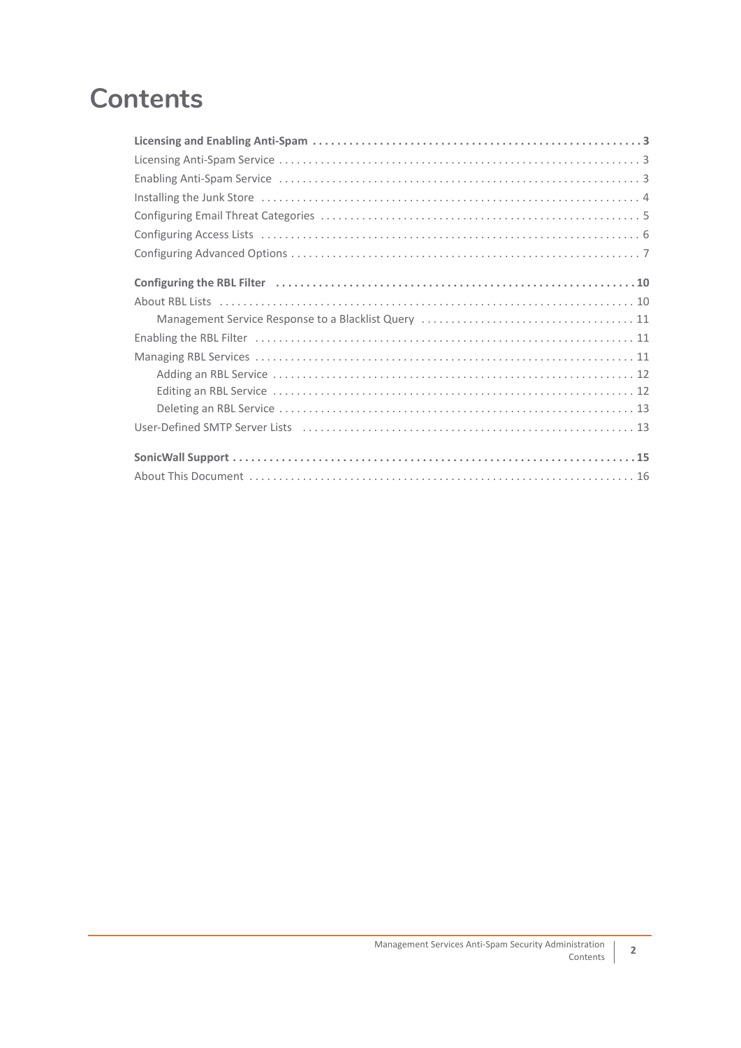# Contents

**Licensing and Enabling Anti-Spam . . . . . . . . . . . . . . . . . . . . . . . . . . . . . . . . . . . . . . . . . . . . . . . . . . . . . 3**

Licensing Anti-Spam Service . . . . . . . . . . . . . . . . . . . . . . . . . . . . . . . . . . . . . . . . . . . . . . . . . . . . . . . . . . . . 3

Enabling Anti-Spam Service . . . . . . . . . . . . . . . . . . . . . . . . . . . . . . . . . . . . . . . . . . . . . . . . . . . . . . . . . . . . 3

Installing the Junk Store . . . . . . . . . . . . . . . . . . . . . . . . . . . . . . . . . . . . . . . . . . . . . . . . . . . . . . . . . . . . . . . 4

Configuring Email Threat Categories . . . . . . . . . . . . . . . . . . . . . . . . . . . . . . . . . . . . . . . . . . . . . . . . . . . . . 5

Configuring Access Lists . . . . . . . . . . . . . . . . . . . . . . . . . . . . . . . . . . . . . . . . . . . . . . . . . . . . . . . . . . . . . . . 6

Configuring Advanced Options . . . . . . . . . . . . . . . . . . . . . . . . . . . . . . . . . . . . . . . . . . . . . . . . . . . . . . . . . . 7

**Configuring the RBL Filter . . . . . . . . . . . . . . . . . . . . . . . . . . . . . . . . . . . . . . . . . . . . . . . . . . . . . . . . . . . 10**

About RBL Lists . . . . . . . . . . . . . . . . . . . . . . . . . . . . . . . . . . . . . . . . . . . . . . . . . . . . . . . . . . . . . . . . . . . . . 10

- Management Service Response to a Blacklist Query . . . . . . . . . . . . . . . . . . . . . . . . . . . . . . . . . . . 11

Enabling the RBL Filter . . . . . . . . . . . . . . . . . . . . . . . . . . . . . . . . . . . . . . . . . . . . . . . . . . . . . . . . . . . . . . . 11

Managing RBL Services . . . . . . . . . . . . . . . . . . . . . . . . . . . . . . . . . . . . . . . . . . . . . . . . . . . . . . . . . . . . . . . 11

- Adding an RBL Service . . . . . . . . . . . . . . . . . . . . . . . . . . . . . . . . . . . . . . . . . . . . . . . . . . . . . . . . . . . . 12
- Editing an RBL Service . . . . . . . . . . . . . . . . . . . . . . . . . . . . . . . . . . . . . . . . . . . . . . . . . . . . . . . . . . . . 12
- Deleting an RBL Service . . . . . . . . . . . . . . . . . . . . . . . . . . . . . . . . . . . . . . . . . . . . . . . . . . . . . . . . . . . 13

User-Defined SMTP Server Lists . . . . . . . . . . . . . . . . . . . . . . . . . . . . . . . . . . . . . . . . . . . . . . . . . . . . . . . 13

**SonicWall Support . . . . . . . . . . . . . . . . . . . . . . . . . . . . . . . . . . . . . . . . . . . . . . . . . . . . . . . . . . . . . . . . . 15**

About This Document . . . . . . . . . . . . . . . . . . . . . . . . . . . . . . . . . . . . . . . . . . . . . . . . . . . . . . . . . . . . . . . . 16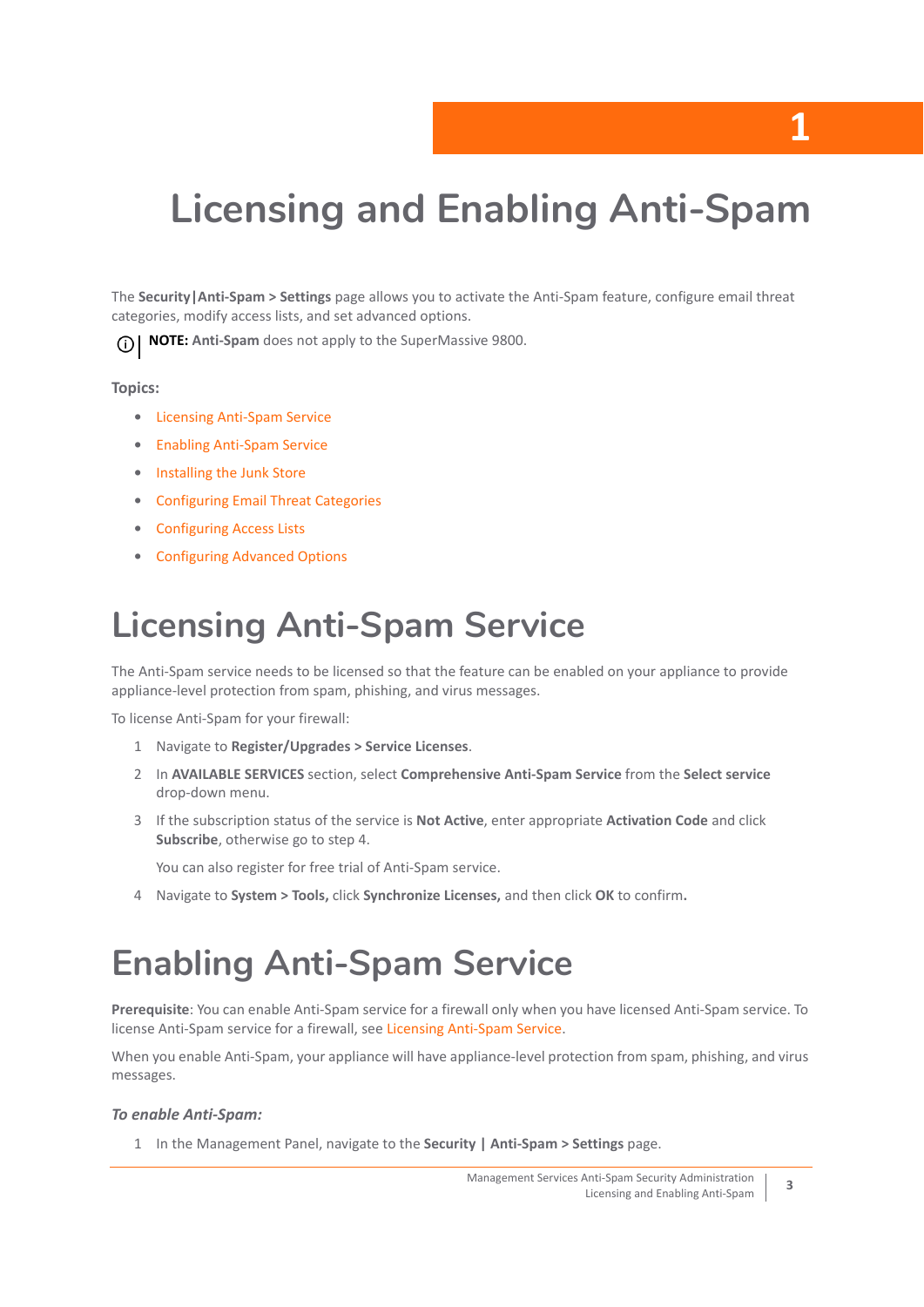# 1

# Licensing and Enabling Anti-Spam

The **Security|Anti-Spam > Settings** page allows you to activate the Anti-Spam feature, configure email threat categories, modify access lists, and set advanced options.

**NOTE: Anti-Spam** does not apply to the SuperMassive 9800.

**Topics:**

- Licensing Anti-Spam Service
- Enabling Anti-Spam Service
- Installing the Junk Store
- Configuring Email Threat Categories
- Configuring Access Lists
- Configuring Advanced Options

## Licensing Anti-Spam Service

The Anti-Spam service needs to be licensed so that the feature can be enabled on your appliance to provide appliance-level protection from spam, phishing, and virus messages.

To license Anti-Spam for your firewall:

1. Navigate to **Register/Upgrades > Service Licenses**.
2. In **AVAILABLE SERVICES** section, select **Comprehensive Anti-Spam Service** from the **Select service** drop-down menu.
3. If the subscription status of the service is **Not Active**, enter appropriate **Activation Code** and click **Subscribe**, otherwise go to step 4.

   You can also register for free trial of Anti-Spam service.
4. Navigate to **System > Tools,** click **Synchronize Licenses,** and then click **OK** to confirm**.**

## Enabling Anti-Spam Service

**Prerequisite**: You can enable Anti-Spam service for a firewall only when you have licensed Anti-Spam service. To license Anti-Spam service for a firewall, see Licensing Anti-Spam Service.

When you enable Anti-Spam, your appliance will have appliance-level protection from spam, phishing, and virus messages.

***To enable Anti-Spam:***

1. In the Management Panel, navigate to the **Security | Anti-Spam > Settings** page.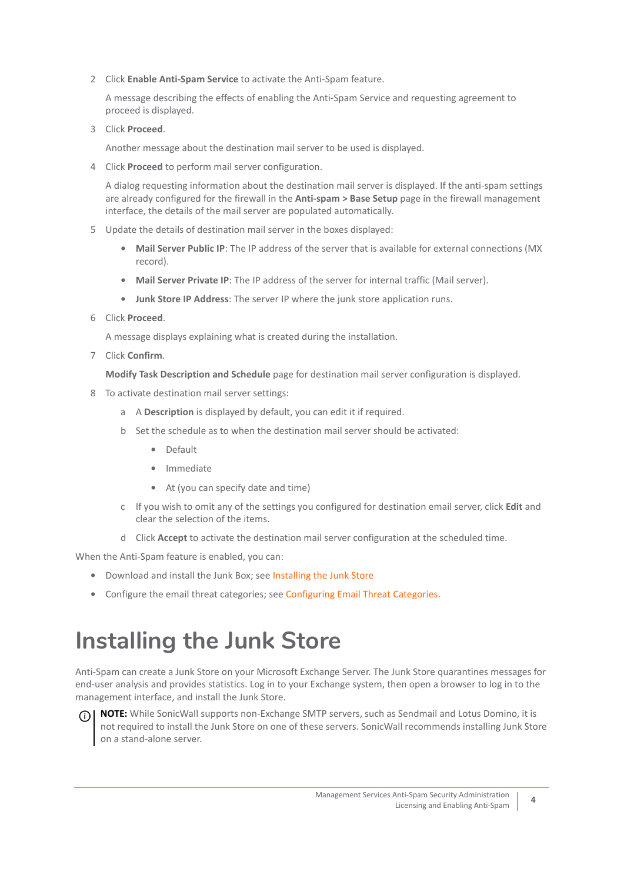2. Click **Enable Anti-Spam Service** to activate the Anti-Spam feature.

   A message describing the effects of enabling the Anti-Spam Service and requesting agreement to proceed is displayed.

3. Click **Proceed**.

   Another message about the destination mail server to be used is displayed.

4. Click **Proceed** to perform mail server configuration.

   A dialog requesting information about the destination mail server is displayed. If the anti-spam settings are already configured for the firewall in the **Anti-spam > Base Setup** page in the firewall management interface, the details of the mail server are populated automatically.

5. Update the details of destination mail server in the boxes displayed:

   - **Mail Server Public IP**: The IP address of the server that is available for external connections (MX record).
   - **Mail Server Private IP**: The IP address of the server for internal traffic (Mail server).
   - **Junk Store IP Address**: The server IP where the junk store application runs.

6. Click **Proceed**.

   A message displays explaining what is created during the installation.

7. Click **Confirm**.

   **Modify Task Description and Schedule** page for destination mail server configuration is displayed.

8. To activate destination mail server settings:

   a. A **Description** is displayed by default, you can edit it if required.

   b. Set the schedule as to when the destination mail server should be activated:

      - Default
      - Immediate
      - At (you can specify date and time)

   c. If you wish to omit any of the settings you configured for destination email server, click **Edit** and clear the selection of the items.

   d. Click **Accept** to activate the destination mail server configuration at the scheduled time.

When the Anti-Spam feature is enabled, you can:

- Download and install the Junk Box; see Installing the Junk Store
- Configure the email threat categories; see Configuring Email Threat Categories.

# Installing the Junk Store

Anti-Spam can create a Junk Store on your Microsoft Exchange Server. The Junk Store quarantines messages for end-user analysis and provides statistics. Log in to your Exchange system, then open a browser to log in to the management interface, and install the Junk Store.

> **NOTE:** While SonicWall supports non-Exchange SMTP servers, such as Sendmail and Lotus Domino, it is not required to install the Junk Store on one of these servers. SonicWall recommends installing Junk Store on a stand-alone server.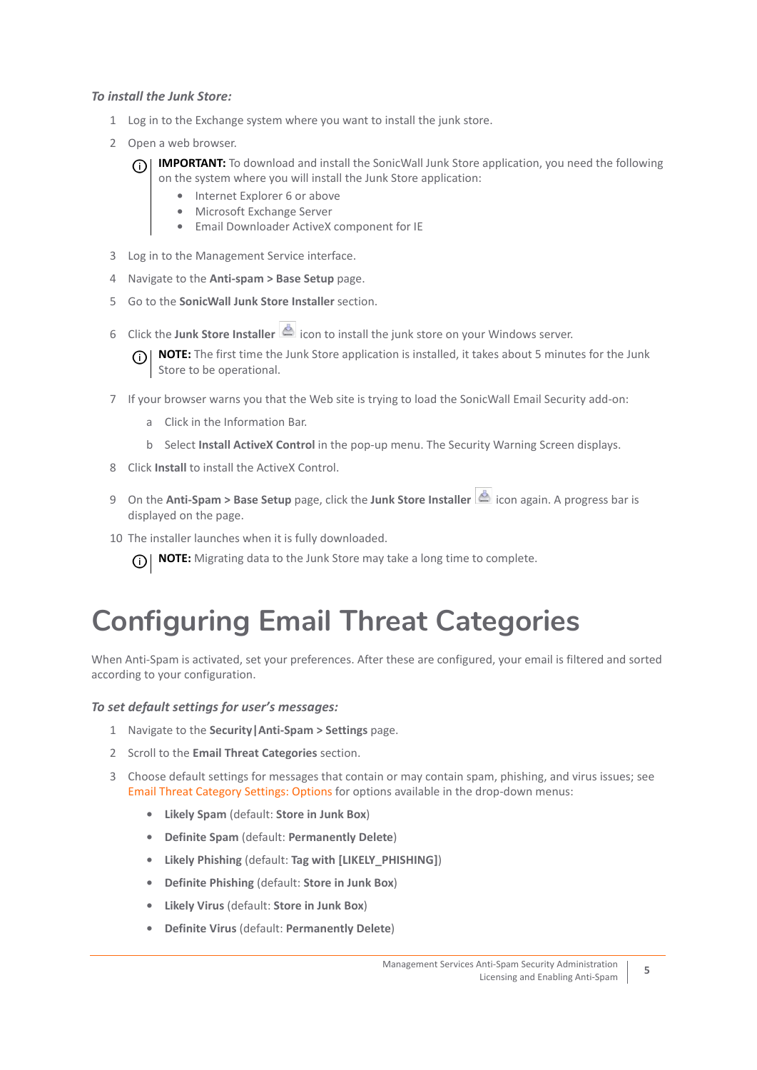*To install the Junk Store:*

1. Log in to the Exchange system where you want to install the junk store.
2. Open a web browser.

   **IMPORTANT:** To download and install the SonicWall Junk Store application, you need the following on the system where you will install the Junk Store application:

   - Internet Explorer 6 or above
   - Microsoft Exchange Server
   - Email Downloader ActiveX component for IE

3. Log in to the Management Service interface.
4. Navigate to the **Anti-spam > Base Setup** page.
5. Go to the **SonicWall Junk Store Installer** section.
6. Click the **Junk Store Installer** icon to install the junk store on your Windows server.

   **NOTE:** The first time the Junk Store application is installed, it takes about 5 minutes for the Junk Store to be operational.

7. If your browser warns you that the Web site is trying to load the SonicWall Email Security add-on:
   a. Click in the Information Bar.
   b. Select **Install ActiveX Control** in the pop-up menu. The Security Warning Screen displays.
8. Click **Install** to install the ActiveX Control.
9. On the **Anti-Spam > Base Setup** page, click the **Junk Store Installer** icon again. A progress bar is displayed on the page.
10. The installer launches when it is fully downloaded.

    **NOTE:** Migrating data to the Junk Store may take a long time to complete.

# Configuring Email Threat Categories

When Anti-Spam is activated, set your preferences. After these are configured, your email is filtered and sorted according to your configuration.

*To set default settings for user's messages:*

1. Navigate to the **Security|Anti-Spam > Settings** page.
2. Scroll to the **Email Threat Categories** section.
3. Choose default settings for messages that contain or may contain spam, phishing, and virus issues; see Email Threat Category Settings: Options for options available in the drop-down menus:
   - **Likely Spam** (default: **Store in Junk Box**)
   - **Definite Spam** (default: **Permanently Delete**)
   - **Likely Phishing** (default: **Tag with [LIKELY_PHISHING]**)
   - **Definite Phishing** (default: **Store in Junk Box**)
   - **Likely Virus** (default: **Store in Junk Box**)
   - **Definite Virus** (default: **Permanently Delete**)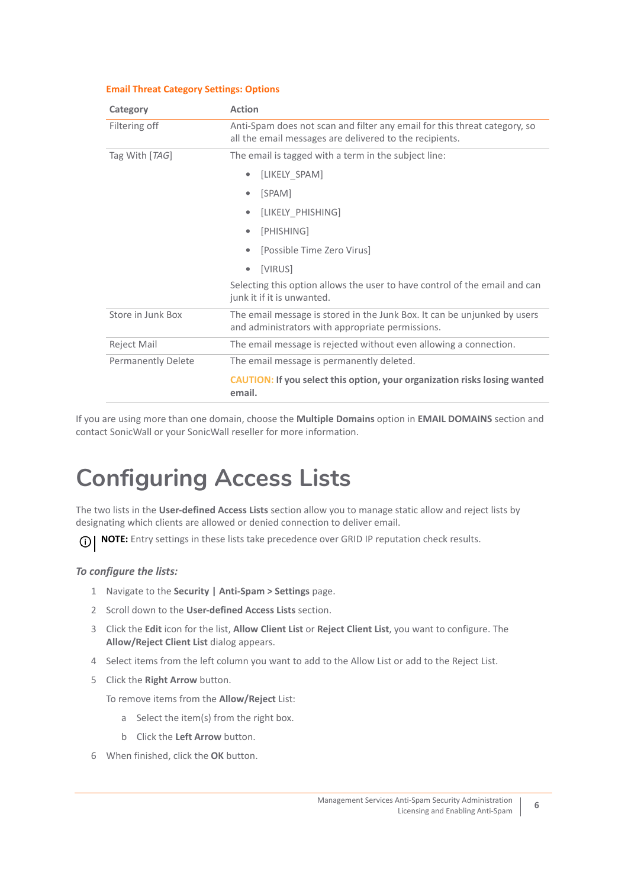**Email Threat Category Settings: Options**

| Category | Action |
| --- | --- |
| Filtering off | Anti-Spam does not scan and filter any email for this threat category, so all the email messages are delivered to the recipients. |
| Tag With [*TAG*] | The email is tagged with a term in the subject line:<br>• [LIKELY_SPAM]<br>• [SPAM]<br>• [LIKELY_PHISHING]<br>• [PHISHING]<br>• [Possible Time Zero Virus]<br>• [VIRUS]<br>Selecting this option allows the user to have control of the email and can junk it if it is unwanted. |
| Store in Junk Box | The email message is stored in the Junk Box. It can be unjunked by users and administrators with appropriate permissions. |
| Reject Mail | The email message is rejected without even allowing a connection. |
| Permanently Delete | The email message is permanently deleted.<br>CAUTION: **If you select this option, your organization risks losing wanted email.** |

If you are using more than one domain, choose the **Multiple Domains** option in **EMAIL DOMAINS** section and contact SonicWall or your SonicWall reseller for more information.

# Configuring Access Lists

The two lists in the **User-defined Access Lists** section allow you to manage static allow and reject lists by designating which clients are allowed or denied connection to deliver email.

**NOTE:** Entry settings in these lists take precedence over GRID IP reputation check results.

### *To configure the lists:*

1. Navigate to the **Security | Anti-Spam > Settings** page.
2. Scroll down to the **User-defined Access Lists** section.
3. Click the **Edit** icon for the list, **Allow Client List** or **Reject Client List**, you want to configure. The **Allow/Reject Client List** dialog appears.
4. Select items from the left column you want to add to the Allow List or add to the Reject List.
5. Click the **Right Arrow** button.

   To remove items from the **Allow/Reject** List:

   a. Select the item(s) from the right box.

   b. Click the **Left Arrow** button.
6. When finished, click the **OK** button.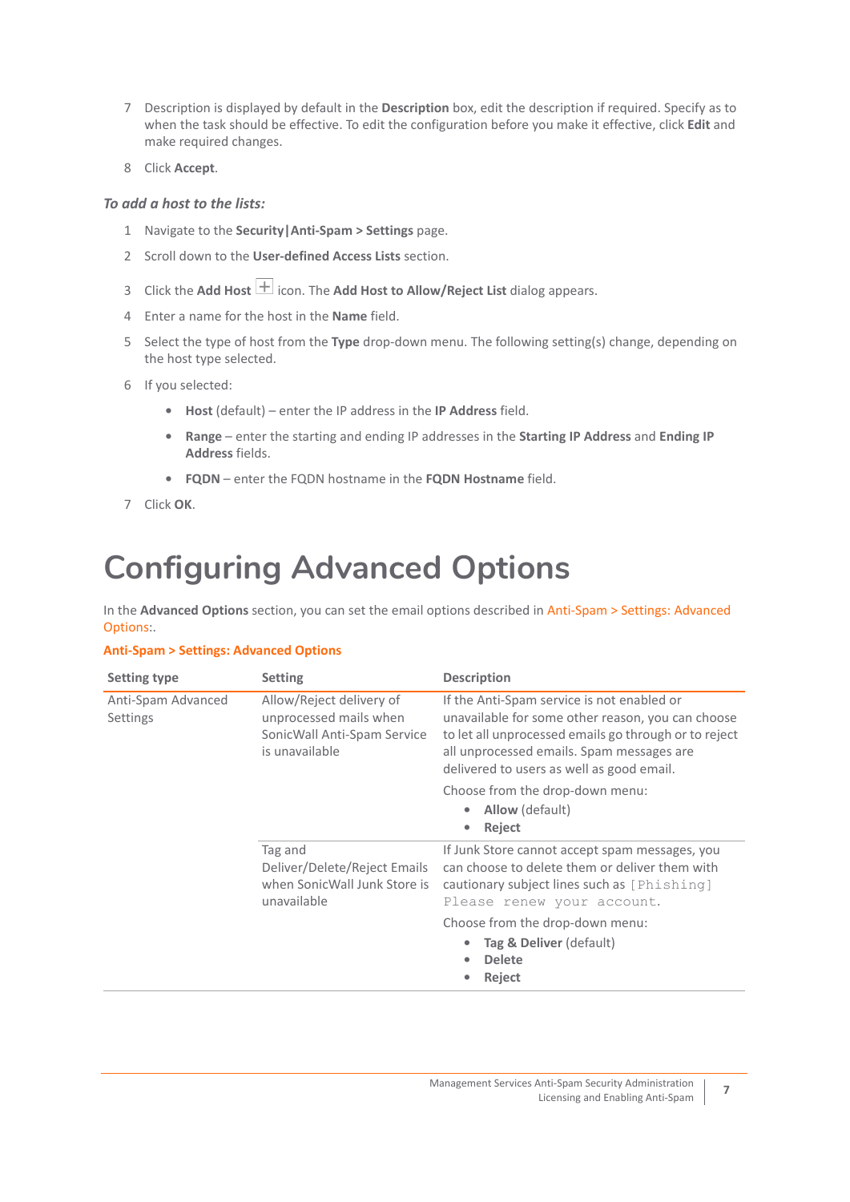7 Description is displayed by default in the **Description** box, edit the description if required. Specify as to when the task should be effective. To edit the configuration before you make it effective, click **Edit** and make required changes.

8 Click **Accept**.

***To add a host to the lists:***

1 Navigate to the **Security|Anti-Spam > Settings** page.

2 Scroll down to the **User-defined Access Lists** section.

3 Click the **Add Host** icon. The **Add Host to Allow/Reject List** dialog appears.

4 Enter a name for the host in the **Name** field.

5 Select the type of host from the **Type** drop-down menu. The following setting(s) change, depending on the host type selected.

6 If you selected:

- **Host** (default) – enter the IP address in the **IP Address** field.
- **Range** – enter the starting and ending IP addresses in the **Starting IP Address** and **Ending IP Address** fields.
- **FQDN** – enter the FQDN hostname in the **FQDN Hostname** field.

7 Click **OK**.

# Configuring Advanced Options

In the **Advanced Options** section, you can set the email options described in Anti-Spam > Settings: Advanced Options:.

**Anti-Spam > Settings: Advanced Options**

| Setting type | Setting | Description |
|---|---|---|
| Anti-Spam Advanced Settings | Allow/Reject delivery of unprocessed mails when SonicWall Anti-Spam Service is unavailable | If the Anti-Spam service is not enabled or unavailable for some other reason, you can choose to let all unprocessed emails go through or to reject all unprocessed emails. Spam messages are delivered to users as well as good email. Choose from the drop-down menu: • **Allow** (default) • **Reject** |
| | Tag and Deliver/Delete/Reject Emails when SonicWall Junk Store is unavailable | If Junk Store cannot accept spam messages, you can choose to delete them or deliver them with cautionary subject lines such as `[Phishing] Please renew your account.` Choose from the drop-down menu: • **Tag & Deliver** (default) • **Delete** • **Reject** |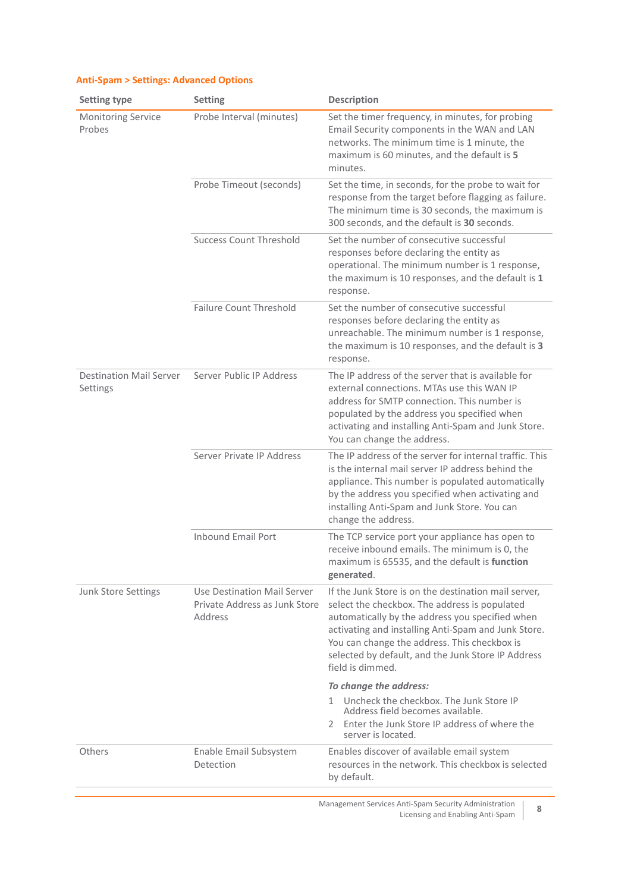**Anti-Spam > Settings: Advanced Options**

| Setting type | Setting | Description |
|---|---|---|
| Monitoring Service Probes | Probe Interval (minutes) | Set the timer frequency, in minutes, for probing Email Security components in the WAN and LAN networks. The minimum time is 1 minute, the maximum is 60 minutes, and the default is **5** minutes. |
| | Probe Timeout (seconds) | Set the time, in seconds, for the probe to wait for response from the target before flagging as failure. The minimum time is 30 seconds, the maximum is 300 seconds, and the default is **30** seconds. |
| | Success Count Threshold | Set the number of consecutive successful responses before declaring the entity as operational. The minimum number is 1 response, the maximum is 10 responses, and the default is **1** response. |
| | Failure Count Threshold | Set the number of consecutive successful responses before declaring the entity as unreachable. The minimum number is 1 response, the maximum is 10 responses, and the default is **3** response. |
| Destination Mail Server Settings | Server Public IP Address | The IP address of the server that is available for external connections. MTAs use this WAN IP address for SMTP connection. This number is populated by the address you specified when activating and installing Anti-Spam and Junk Store. You can change the address. |
| | Server Private IP Address | The IP address of the server for internal traffic. This is the internal mail server IP address behind the appliance. This number is populated automatically by the address you specified when activating and installing Anti-Spam and Junk Store. You can change the address. |
| | Inbound Email Port | The TCP service port your appliance has open to receive inbound emails. The minimum is 0, the maximum is 65535, and the default is **function generated**. |
| Junk Store Settings | Use Destination Mail Server Private Address as Junk Store Address | If the Junk Store is on the destination mail server, select the checkbox. The address is populated automatically by the address you specified when activating and installing Anti-Spam and Junk Store. You can change the address. This checkbox is selected by default, and the Junk Store IP Address field is dimmed.<br><br>***To change the address:***<br>1 Uncheck the checkbox. The Junk Store IP Address field becomes available.<br>2 Enter the Junk Store IP address of where the server is located. |
| Others | Enable Email Subsystem Detection | Enables discover of available email system resources in the network. This checkbox is selected by default. |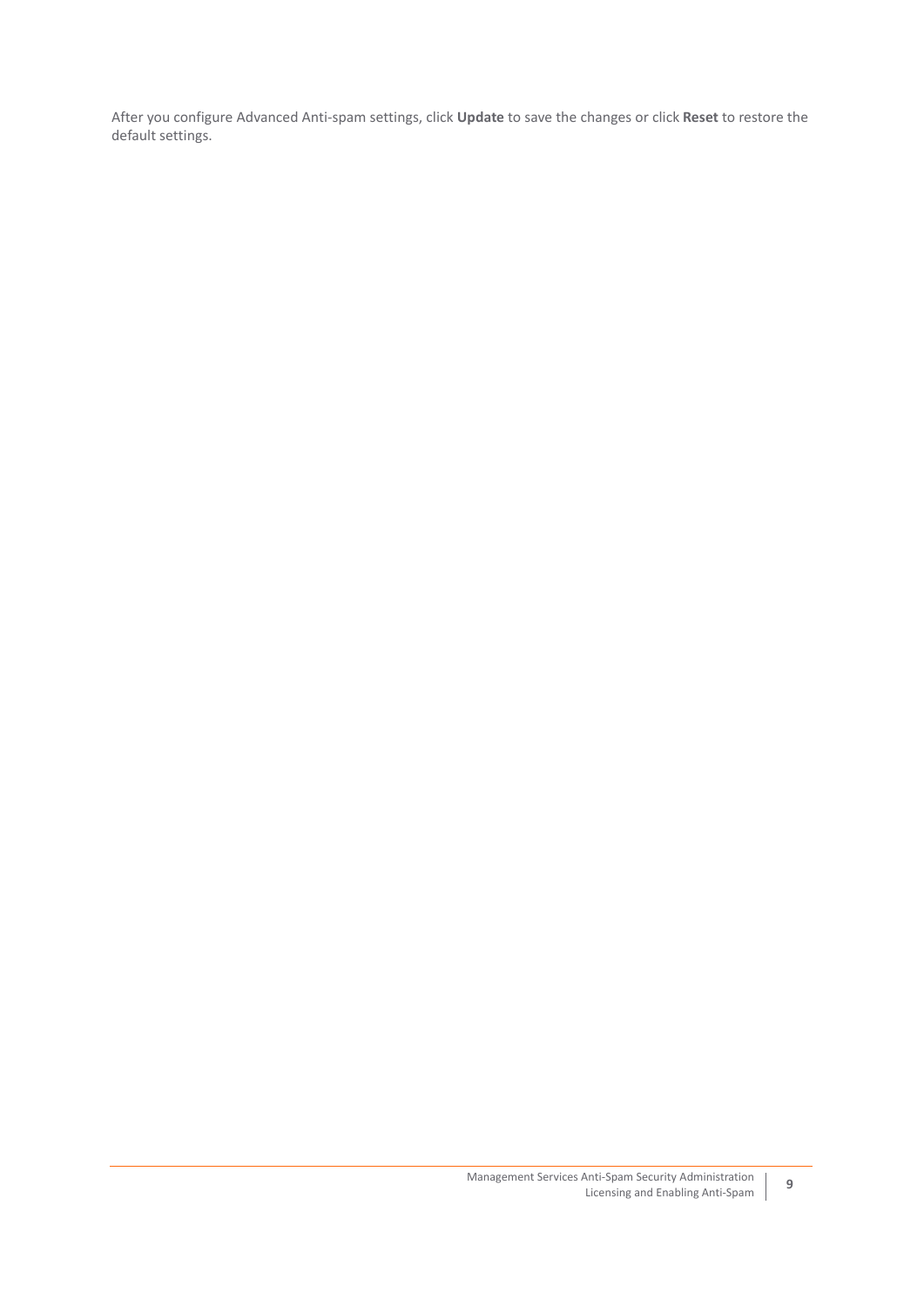After you configure Advanced Anti-spam settings, click **Update** to save the changes or click **Reset** to restore the default settings.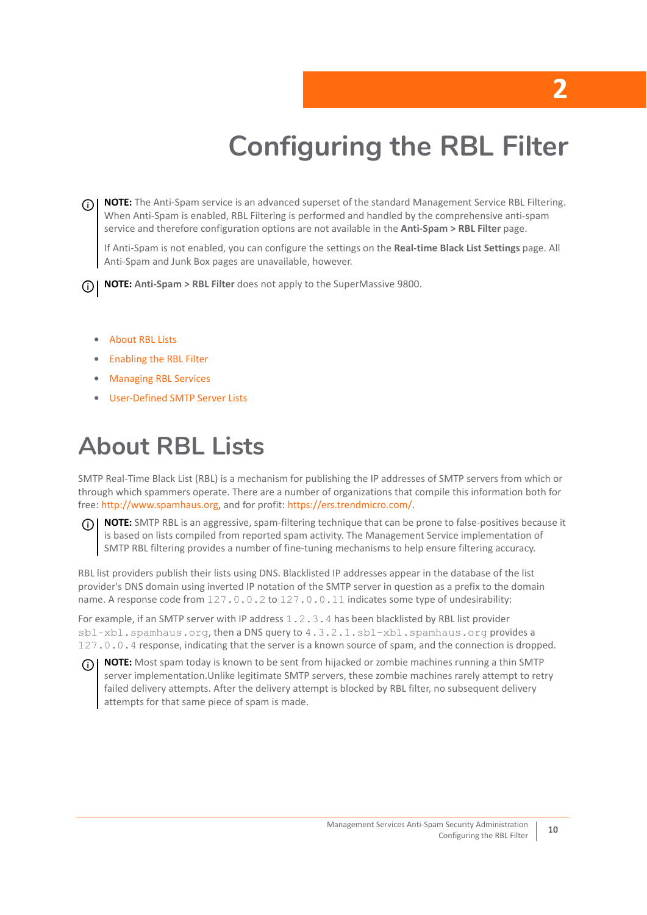2

# Configuring the RBL Filter

**NOTE:** The Anti-Spam service is an advanced superset of the standard Management Service RBL Filtering. When Anti-Spam is enabled, RBL Filtering is performed and handled by the comprehensive anti-spam service and therefore configuration options are not available in the **Anti-Spam > RBL Filter** page.

If Anti-Spam is not enabled, you can configure the settings on the **Real-time Black List Settings** page. All Anti-Spam and Junk Box pages are unavailable, however.

**NOTE: Anti-Spam > RBL Filter** does not apply to the SuperMassive 9800.

- About RBL Lists
- Enabling the RBL Filter
- Managing RBL Services
- User-Defined SMTP Server Lists

## About RBL Lists

SMTP Real-Time Black List (RBL) is a mechanism for publishing the IP addresses of SMTP servers from which or through which spammers operate. There are a number of organizations that compile this information both for free: http://www.spamhaus.org, and for profit: https://ers.trendmicro.com/.

**NOTE:** SMTP RBL is an aggressive, spam-filtering technique that can be prone to false-positives because it is based on lists compiled from reported spam activity. The Management Service implementation of SMTP RBL filtering provides a number of fine-tuning mechanisms to help ensure filtering accuracy.

RBL list providers publish their lists using DNS. Blacklisted IP addresses appear in the database of the list provider's DNS domain using inverted IP notation of the SMTP server in question as a prefix to the domain name. A response code from `127.0.0.2` to `127.0.0.11` indicates some type of undesirability:

For example, if an SMTP server with IP address `1.2.3.4` has been blacklisted by RBL list provider `sbl-xbl.spamhaus.org`, then a DNS query to `4.3.2.1.sbl-xbl.spamhaus.org` provides a `127.0.0.4` response, indicating that the server is a known source of spam, and the connection is dropped.

**NOTE:** Most spam today is known to be sent from hijacked or zombie machines running a thin SMTP server implementation.Unlike legitimate SMTP servers, these zombie machines rarely attempt to retry failed delivery attempts. After the delivery attempt is blocked by RBL filter, no subsequent delivery attempts for that same piece of spam is made.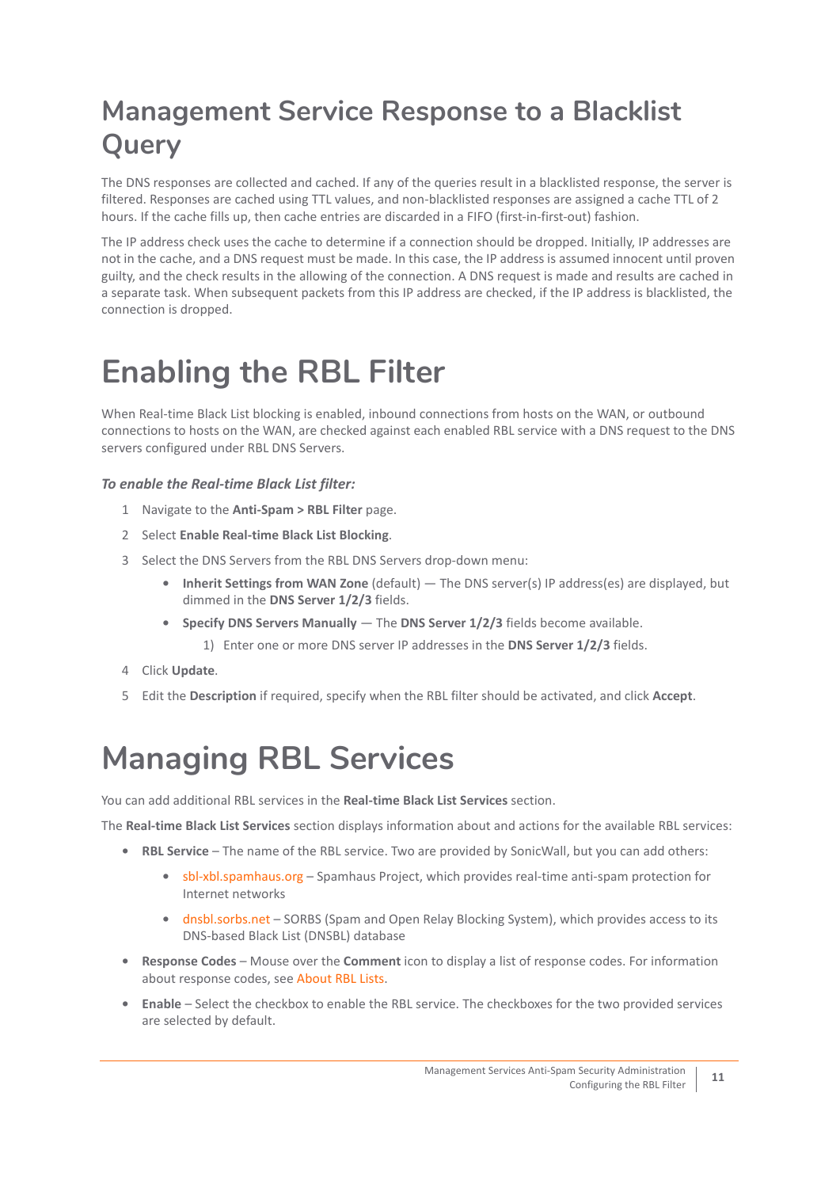## Management Service Response to a Blacklist Query

The DNS responses are collected and cached. If any of the queries result in a blacklisted response, the server is filtered. Responses are cached using TTL values, and non-blacklisted responses are assigned a cache TTL of 2 hours. If the cache fills up, then cache entries are discarded in a FIFO (first-in-first-out) fashion.

The IP address check uses the cache to determine if a connection should be dropped. Initially, IP addresses are not in the cache, and a DNS request must be made. In this case, the IP address is assumed innocent until proven guilty, and the check results in the allowing of the connection. A DNS request is made and results are cached in a separate task. When subsequent packets from this IP address are checked, if the IP address is blacklisted, the connection is dropped.

# Enabling the RBL Filter

When Real-time Black List blocking is enabled, inbound connections from hosts on the WAN, or outbound connections to hosts on the WAN, are checked against each enabled RBL service with a DNS request to the DNS servers configured under RBL DNS Servers.

***To enable the Real-time Black List filter:***

1. Navigate to the **Anti-Spam > RBL Filter** page.
2. Select **Enable Real-time Black List Blocking**.
3. Select the DNS Servers from the RBL DNS Servers drop-down menu:
   - **Inherit Settings from WAN Zone** (default) — The DNS server(s) IP address(es) are displayed, but dimmed in the **DNS Server 1/2/3** fields.
   - **Specify DNS Servers Manually** — The **DNS Server 1/2/3** fields become available.
     1) Enter one or more DNS server IP addresses in the **DNS Server 1/2/3** fields.
4. Click **Update**.
5. Edit the **Description** if required, specify when the RBL filter should be activated, and click **Accept**.

# Managing RBL Services

You can add additional RBL services in the **Real-time Black List Services** section.

The **Real-time Black List Services** section displays information about and actions for the available RBL services:

- **RBL Service** – The name of the RBL service. Two are provided by SonicWall, but you can add others:
  - sbl-xbl.spamhaus.org – Spamhaus Project, which provides real-time anti-spam protection for Internet networks
  - dnsbl.sorbs.net – SORBS (Spam and Open Relay Blocking System), which provides access to its DNS-based Black List (DNSBL) database
- **Response Codes** – Mouse over the **Comment** icon to display a list of response codes. For information about response codes, see About RBL Lists.
- **Enable** – Select the checkbox to enable the RBL service. The checkboxes for the two provided services are selected by default.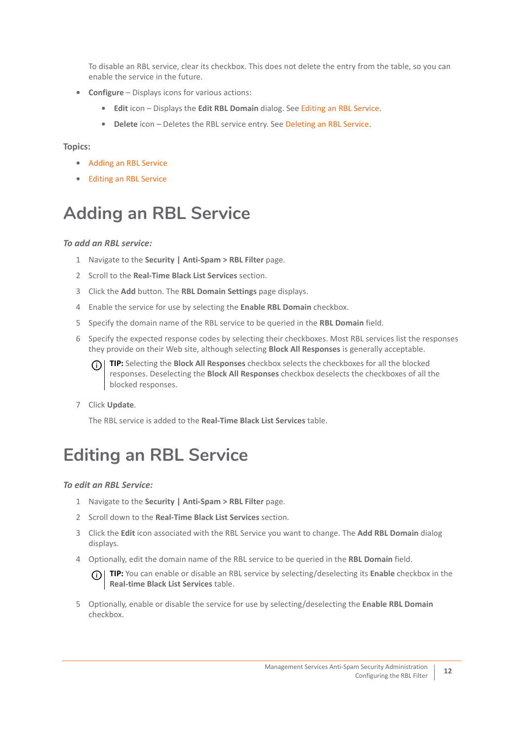To disable an RBL service, clear its checkbox. This does not delete the entry from the table, so you can enable the service in the future.

- **Configure** – Displays icons for various actions:
  - **Edit** icon – Displays the **Edit RBL Domain** dialog. See Editing an RBL Service.
  - **Delete** icon – Deletes the RBL service entry. See Deleting an RBL Service.

**Topics:**

- Adding an RBL Service
- Editing an RBL Service

# Adding an RBL Service

***To add an RBL service:***

1. Navigate to the **Security | Anti-Spam > RBL Filter** page.
2. Scroll to the **Real-Time Black List Services** section.
3. Click the **Add** button. The **RBL Domain Settings** page displays.
4. Enable the service for use by selecting the **Enable RBL Domain** checkbox.
5. Specify the domain name of the RBL service to be queried in the **RBL Domain** field.
6. Specify the expected response codes by selecting their checkboxes. Most RBL services list the responses they provide on their Web site, although selecting **Block All Responses** is generally acceptable.

   **TIP:** Selecting the **Block All Responses** checkbox selects the checkboxes for all the blocked responses. Deselecting the **Block All Responses** checkbox deselects the checkboxes of all the blocked responses.

7. Click **Update**.

   The RBL service is added to the **Real-Time Black List Services** table.

# Editing an RBL Service

***To edit an RBL Service:***

1. Navigate to the **Security | Anti-Spam > RBL Filter** page.
2. Scroll down to the **Real-Time Black List Services** section.
3. Click the **Edit** icon associated with the RBL Service you want to change. The **Add RBL Domain** dialog displays.
4. Optionally, edit the domain name of the RBL service to be queried in the **RBL Domain** field.

   **TIP:** You can enable or disable an RBL service by selecting/deselecting its **Enable** checkbox in the **Real-time Black List Services** table.

5. Optionally, enable or disable the service for use by selecting/deselecting the **Enable RBL Domain** checkbox.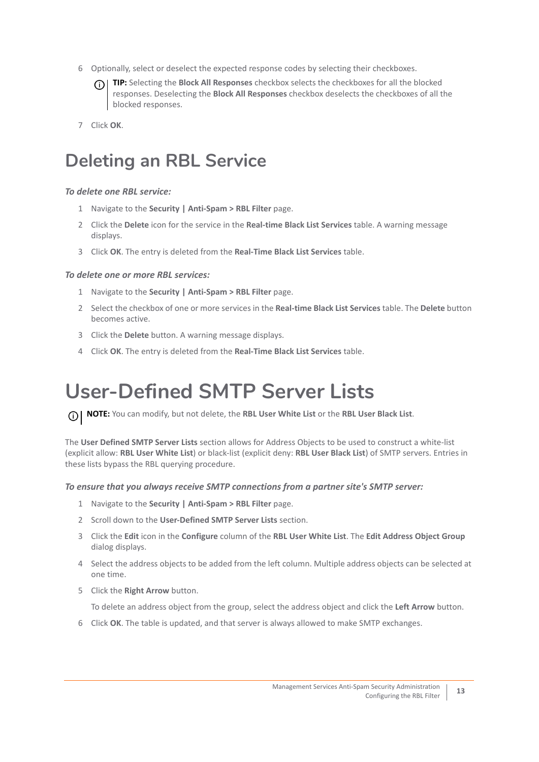6. Optionally, select or deselect the expected response codes by selecting their checkboxes.

   **TIP:** Selecting the **Block All Responses** checkbox selects the checkboxes for all the blocked responses. Deselecting the **Block All Responses** checkbox deselects the checkboxes of all the blocked responses.

7. Click **OK**.

## Deleting an RBL Service

***To delete one RBL service:***

1. Navigate to the **Security | Anti-Spam > RBL Filter** page.
2. Click the **Delete** icon for the service in the **Real-time Black List Services** table. A warning message displays.
3. Click **OK**. The entry is deleted from the **Real-Time Black List Services** table.

***To delete one or more RBL services:***

1. Navigate to the **Security | Anti-Spam > RBL Filter** page.
2. Select the checkbox of one or more services in the **Real-time Black List Services** table. The **Delete** button becomes active.
3. Click the **Delete** button. A warning message displays.
4. Click **OK**. The entry is deleted from the **Real-Time Black List Services** table.

# User-Defined SMTP Server Lists

**NOTE:** You can modify, but not delete, the **RBL User White List** or the **RBL User Black List**.

The **User Defined SMTP Server Lists** section allows for Address Objects to be used to construct a white-list (explicit allow: **RBL User White List**) or black-list (explicit deny: **RBL User Black List**) of SMTP servers. Entries in these lists bypass the RBL querying procedure.

***To ensure that you always receive SMTP connections from a partner site's SMTP server:***

1. Navigate to the **Security | Anti-Spam > RBL Filter** page.
2. Scroll down to the **User-Defined SMTP Server Lists** section.
3. Click the **Edit** icon in the **Configure** column of the **RBL User White List**. The **Edit Address Object Group** dialog displays.
4. Select the address objects to be added from the left column. Multiple address objects can be selected at one time.
5. Click the **Right Arrow** button.

   To delete an address object from the group, select the address object and click the **Left Arrow** button.

6. Click **OK**. The table is updated, and that server is always allowed to make SMTP exchanges.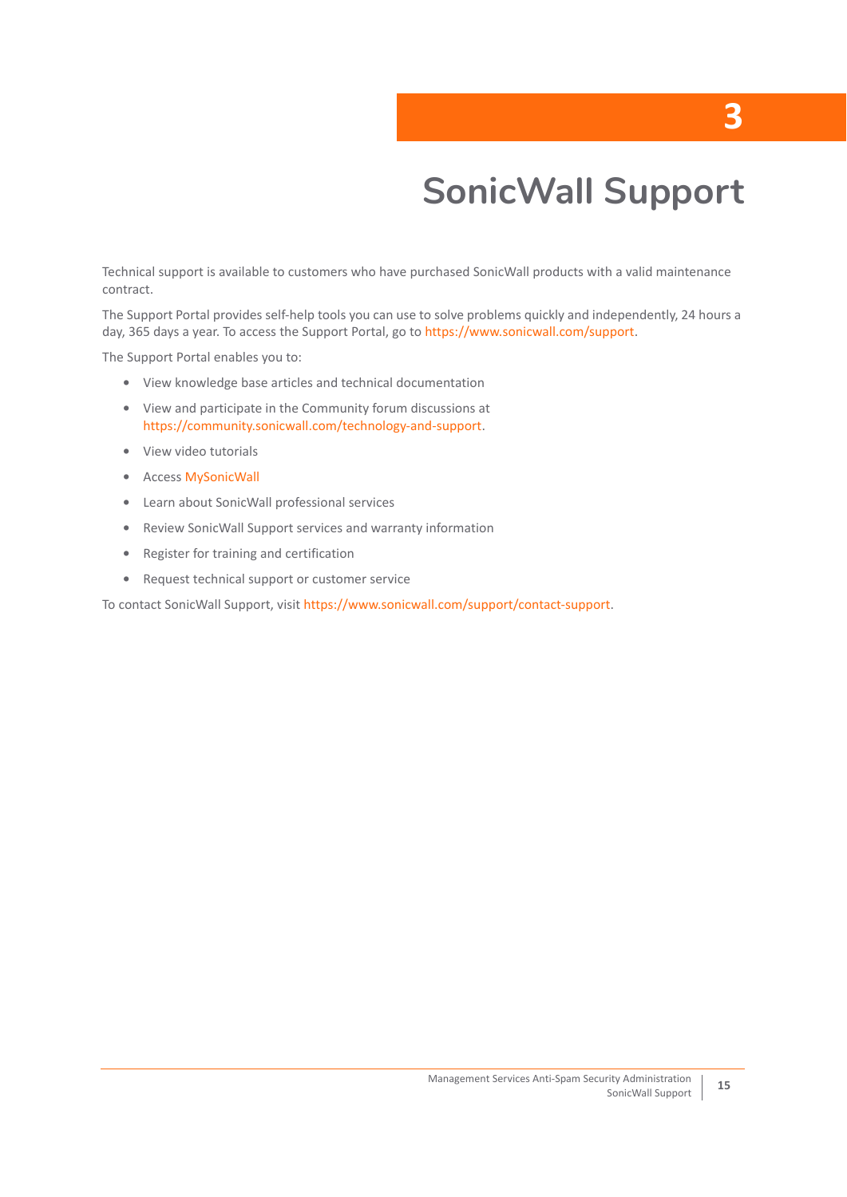# 3 SonicWall Support

Technical support is available to customers who have purchased SonicWall products with a valid maintenance contract.

The Support Portal provides self-help tools you can use to solve problems quickly and independently, 24 hours a day, 365 days a year. To access the Support Portal, go to https://www.sonicwall.com/support.

The Support Portal enables you to:

- View knowledge base articles and technical documentation
- View and participate in the Community forum discussions at https://community.sonicwall.com/technology-and-support.
- View video tutorials
- Access MySonicWall
- Learn about SonicWall professional services
- Review SonicWall Support services and warranty information
- Register for training and certification
- Request technical support or customer service

To contact SonicWall Support, visit https://www.sonicwall.com/support/contact-support.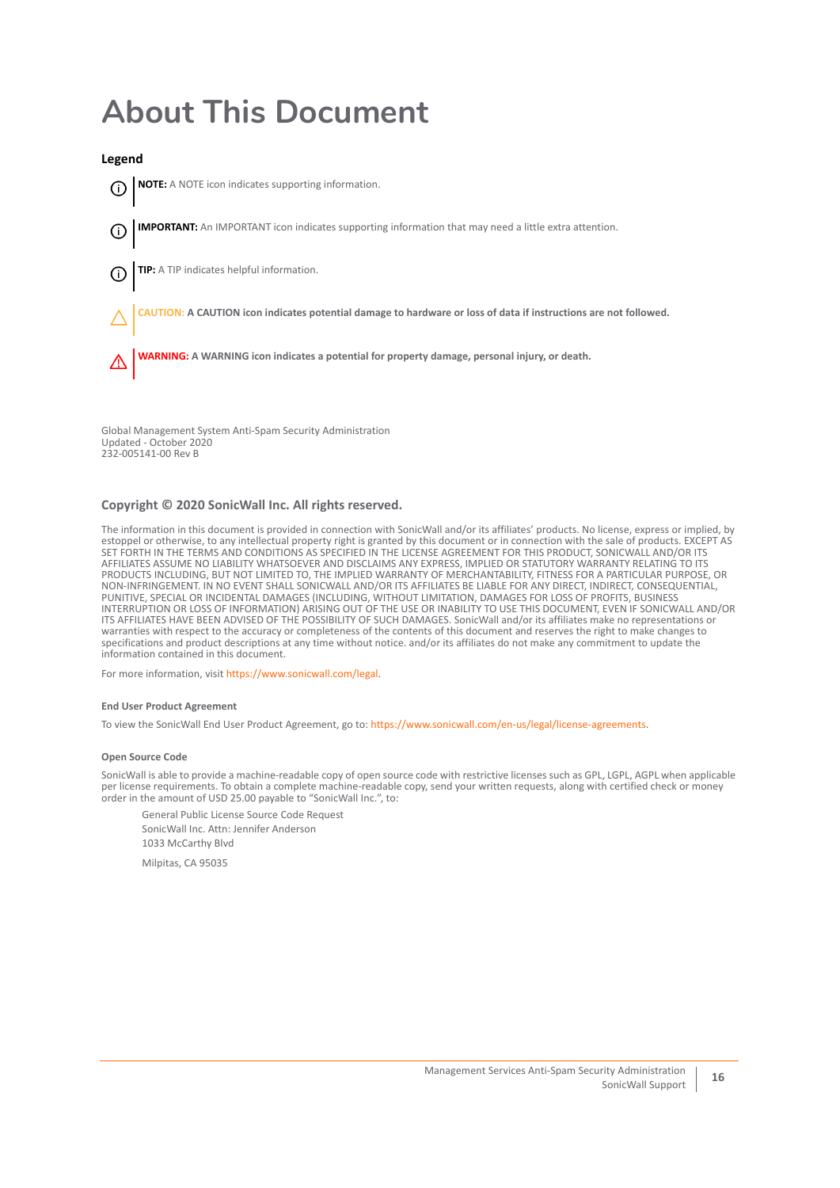# About This Document

### Legend

**NOTE:** A NOTE icon indicates supporting information.

**IMPORTANT:** An IMPORTANT icon indicates supporting information that may need a little extra attention.

**TIP:** A TIP indicates helpful information.

**CAUTION: A CAUTION icon indicates potential damage to hardware or loss of data if instructions are not followed.**

**WARNING: A WARNING icon indicates a potential for property damage, personal injury, or death.**

Global Management System Anti-Spam Security Administration
Updated - October 2020
232-005141-00 Rev B

### Copyright © 2020 SonicWall Inc. All rights reserved.

The information in this document is provided in connection with SonicWall and/or its affiliates' products. No license, express or implied, by estoppel or otherwise, to any intellectual property right is granted by this document or in connection with the sale of products. EXCEPT AS SET FORTH IN THE TERMS AND CONDITIONS AS SPECIFIED IN THE LICENSE AGREEMENT FOR THIS PRODUCT, SONICWALL AND/OR ITS AFFILIATES ASSUME NO LIABILITY WHATSOEVER AND DISCLAIMS ANY EXPRESS, IMPLIED OR STATUTORY WARRANTY RELATING TO ITS PRODUCTS INCLUDING, BUT NOT LIMITED TO, THE IMPLIED WARRANTY OF MERCHANTABILITY, FITNESS FOR A PARTICULAR PURPOSE, OR NON-INFRINGEMENT. IN NO EVENT SHALL SONICWALL AND/OR ITS AFFILIATES BE LIABLE FOR ANY DIRECT, INDIRECT, CONSEQUENTIAL, PUNITIVE, SPECIAL OR INCIDENTAL DAMAGES (INCLUDING, WITHOUT LIMITATION, DAMAGES FOR LOSS OF PROFITS, BUSINESS INTERRUPTION OR LOSS OF INFORMATION) ARISING OUT OF THE USE OR INABILITY TO USE THIS DOCUMENT, EVEN IF SONICWALL AND/OR ITS AFFILIATES HAVE BEEN ADVISED OF THE POSSIBILITY OF SUCH DAMAGES. SonicWall and/or its affiliates make no representations or warranties with respect to the accuracy or completeness of the contents of this document and reserves the right to make changes to specifications and product descriptions at any time without notice. and/or its affiliates do not make any commitment to update the information contained in this document.

For more information, visit https://www.sonicwall.com/legal.

#### End User Product Agreement

To view the SonicWall End User Product Agreement, go to: https://www.sonicwall.com/en-us/legal/license-agreements.

#### Open Source Code

SonicWall is able to provide a machine-readable copy of open source code with restrictive licenses such as GPL, LGPL, AGPL when applicable per license requirements. To obtain a complete machine-readable copy, send your written requests, along with certified check or money order in the amount of USD 25.00 payable to "SonicWall Inc.", to:

General Public License Source Code Request
SonicWall Inc. Attn: Jennifer Anderson
1033 McCarthy Blvd

Milpitas, CA 95035